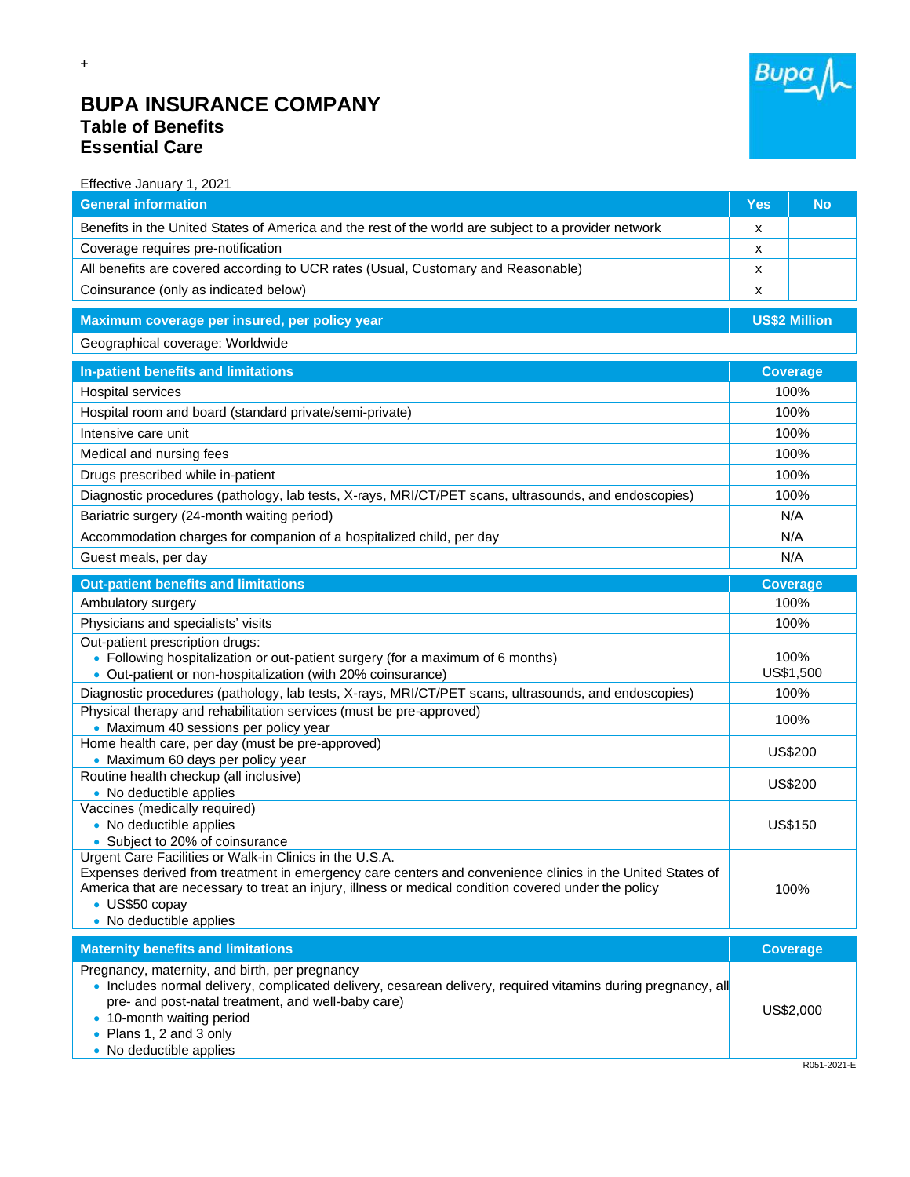+

# BUPA INSURANCE COMPANY

## Table of Benefits

## Essential Care

Effective January 1, 2021

| General information | Yes | No |
|---|---|---|
| Benefits in the United States of America and the rest of the world are subject to a provider network | x | |
| Coverage requires pre-notification | x | |
| All benefits are covered according to UCR rates (Usual, Customary and Reasonable) | x | |
| Coinsurance (only as indicated below) | x | |

| Maximum coverage per insured, per policy year | US$2 Million |
|---|---|
| Geographical coverage: Worldwide | |

| In-patient benefits and limitations | Coverage |
|---|---|
| Hospital services | 100% |
| Hospital room and board (standard private/semi-private) | 100% |
| Intensive care unit | 100% |
| Medical and nursing fees | 100% |
| Drugs prescribed while in-patient | 100% |
| Diagnostic procedures (pathology, lab tests, X-rays, MRI/CT/PET scans, ultrasounds, and endoscopies) | 100% |
| Bariatric surgery (24-month waiting period) | N/A |
| Accommodation charges for companion of a hospitalized child, per day | N/A |
| Guest meals, per day | N/A |

| Out-patient benefits and limitations | Coverage |
|---|---|
| Ambulatory surgery | 100% |
| Physicians and specialists' visits | 100% |
| Out-patient prescription drugs:<br>• Following hospitalization or out-patient surgery (for a maximum of 6 months)<br>• Out-patient or non-hospitalization (with 20% coinsurance) | 100%<br>US$1,500 |
| Diagnostic procedures (pathology, lab tests, X-rays, MRI/CT/PET scans, ultrasounds, and endoscopies) | 100% |
| Physical therapy and rehabilitation services (must be pre-approved)<br>• Maximum 40 sessions per policy year | 100% |
| Home health care, per day (must be pre-approved)<br>• Maximum 60 days per policy year | US$200 |
| Routine health checkup (all inclusive)<br>• No deductible applies | US$200 |
| Vaccines (medically required)<br>• No deductible applies<br>• Subject to 20% of coinsurance | US$150 |
| Urgent Care Facilities or Walk-in Clinics in the U.S.A.<br>Expenses derived from treatment in emergency care centers and convenience clinics in the United States of America that are necessary to treat an injury, illness or medical condition covered under the policy<br>• US$50 copay<br>• No deductible applies | 100% |

| Maternity benefits and limitations | Coverage |
|---|---|
| Pregnancy, maternity, and birth, per pregnancy<br>• Includes normal delivery, complicated delivery, cesarean delivery, required vitamins during pregnancy, all pre- and post-natal treatment, and well-baby care)<br>• 10-month waiting period<br>• Plans 1, 2 and 3 only<br>• No deductible applies | US$2,000 |

R051-2021-E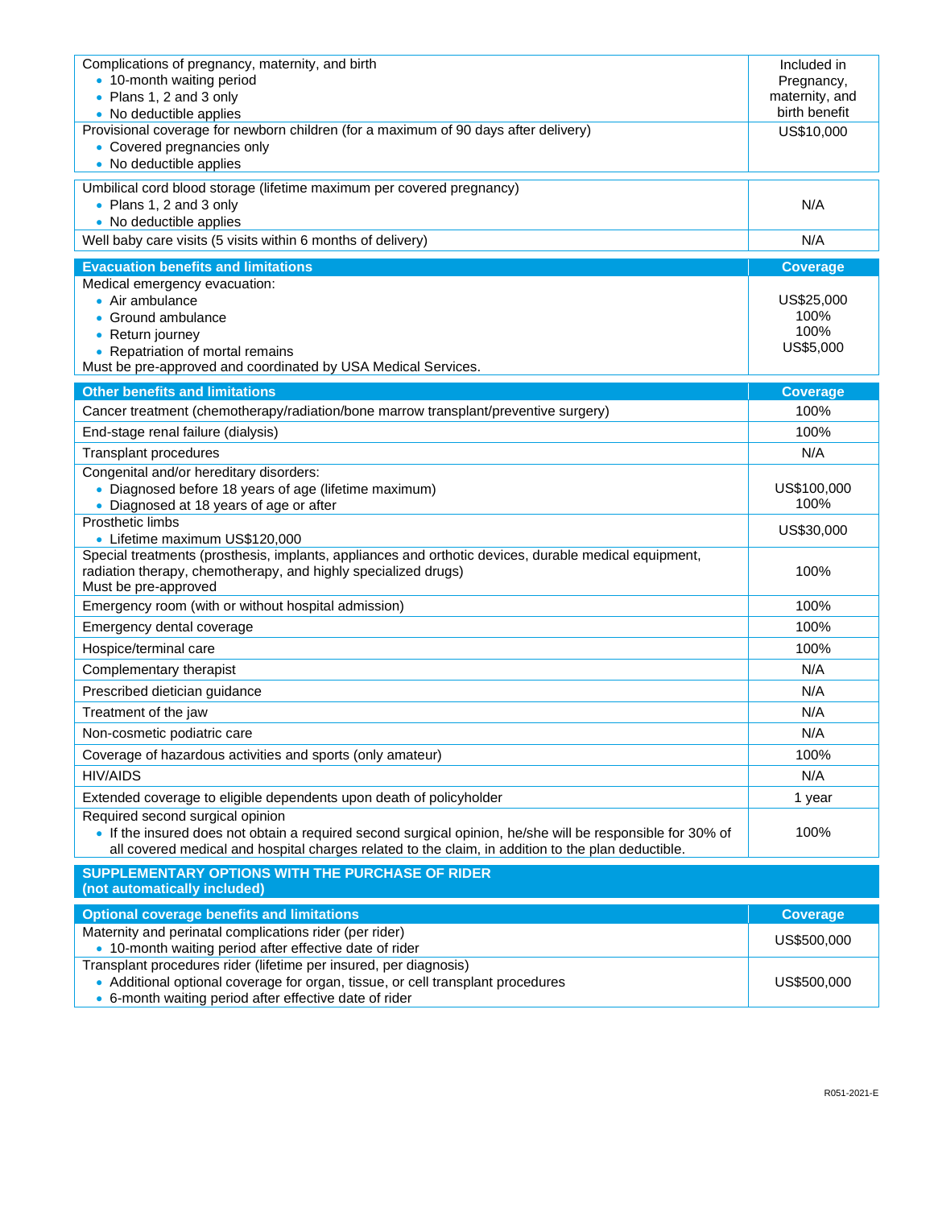| | |
|---|---|
| Complications of pregnancy, maternity, and birth<br>• 10-month waiting period<br>• Plans 1, 2 and 3 only<br>• No deductible applies | Included in Pregnancy, maternity, and birth benefit |
| Provisional coverage for newborn children (for a maximum of 90 days after delivery)<br>• Covered pregnancies only<br>• No deductible applies | US$10,000 |

| | |
|---|---|
| Umbilical cord blood storage (lifetime maximum per covered pregnancy)<br>• Plans 1, 2 and 3 only<br>• No deductible applies | N/A |
| Well baby care visits (5 visits within 6 months of delivery) | N/A |

| Evacuation benefits and limitations | Coverage |
|---|---|
| Medical emergency evacuation:<br>• Air ambulance<br>• Ground ambulance<br>• Return journey<br>• Repatriation of mortal remains<br>Must be pre-approved and coordinated by USA Medical Services. | US$25,000<br>100%<br>100%<br>US$5,000 |

| Other benefits and limitations | Coverage |
|---|---|
| Cancer treatment (chemotherapy/radiation/bone marrow transplant/preventive surgery) | 100% |
| End-stage renal failure (dialysis) | 100% |
| Transplant procedures | N/A |
| Congenital and/or hereditary disorders:<br>• Diagnosed before 18 years of age (lifetime maximum)<br>• Diagnosed at 18 years of age or after | US$100,000<br>100% |
| Prosthetic limbs<br>• Lifetime maximum US$120,000 | US$30,000 |
| Special treatments (prosthesis, implants, appliances and orthotic devices, durable medical equipment, radiation therapy, chemotherapy, and highly specialized drugs)<br>Must be pre-approved | 100% |
| Emergency room (with or without hospital admission) | 100% |
| Emergency dental coverage | 100% |
| Hospice/terminal care | 100% |
| Complementary therapist | N/A |
| Prescribed dietician guidance | N/A |
| Treatment of the jaw | N/A |
| Non-cosmetic podiatric care | N/A |
| Coverage of hazardous activities and sports (only amateur) | 100% |
| HIV/AIDS | N/A |
| Extended coverage to eligible dependents upon death of policyholder | 1 year |
| Required second surgical opinion<br>• If the insured does not obtain a required second surgical opinion, he/she will be responsible for 30% of all covered medical and hospital charges related to the claim, in addition to the plan deductible. | 100% |

**SUPPLEMENTARY OPTIONS WITH THE PURCHASE OF RIDER (not automatically included)**

| Optional coverage benefits and limitations | Coverage |
|---|---|
| Maternity and perinatal complications rider (per rider)<br>• 10-month waiting period after effective date of rider | US$500,000 |
| Transplant procedures rider (lifetime per insured, per diagnosis)<br>• Additional optional coverage for organ, tissue, or cell transplant procedures<br>• 6-month waiting period after effective date of rider | US$500,000 |

R051-2021-E